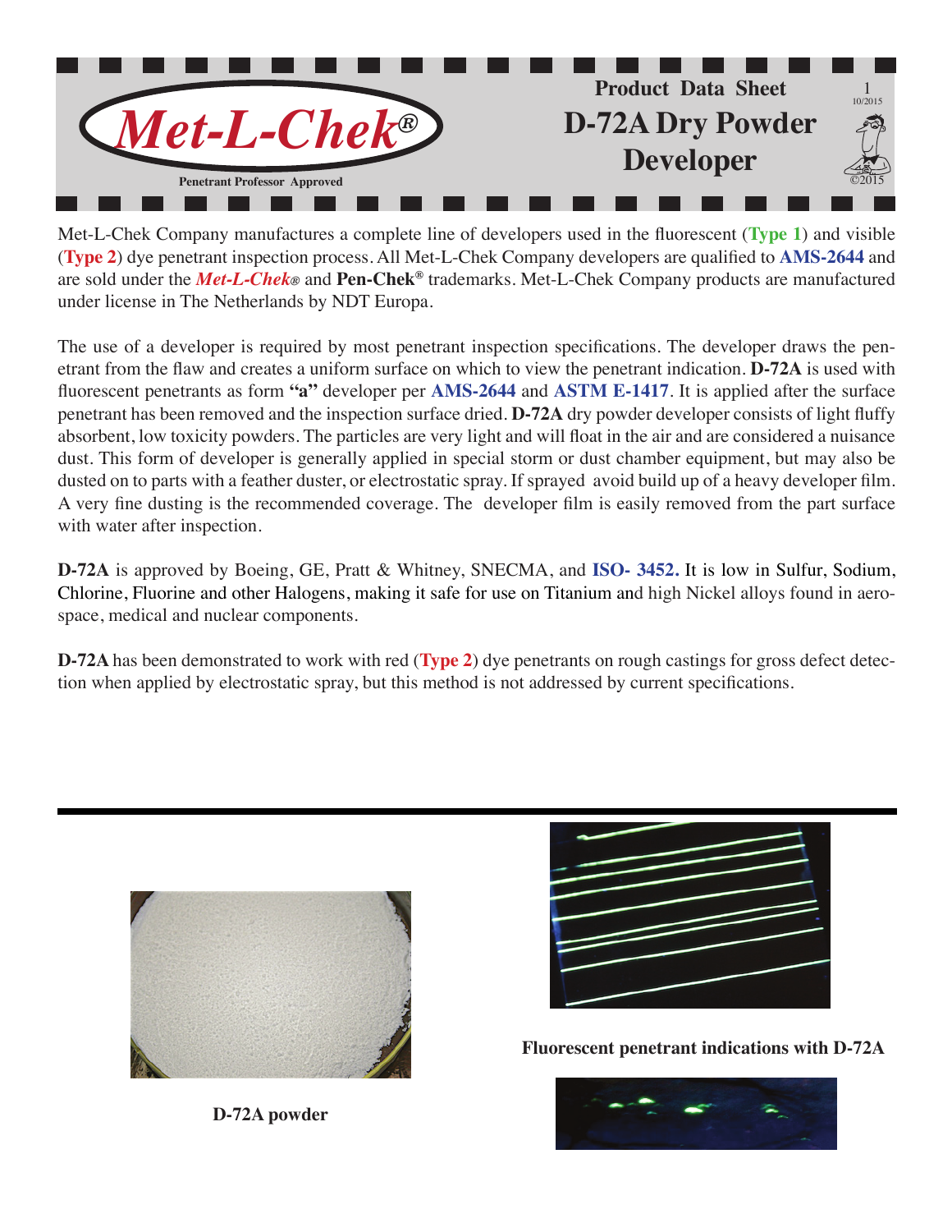# Met-L-Chek®

Penetrant Professor Approved

## Product Data Sheet

# D-72A Dry Powder Developer

Met-L-Chek Company manufactures a complete line of developers used in the fluorescent (**Type 1**) and visible (**Type 2**) dye penetrant inspection process. All Met-L-Chek Company developers are qualified to **AMS-2644** and are sold under the ***Met-L-Chek®*** and **Pen-Chek®** trademarks. Met-L-Chek Company products are manufactured under license in The Netherlands by NDT Europa.

The use of a developer is required by most penetrant inspection specifications. The developer draws the penetrant from the flaw and creates a uniform surface on which to view the penetrant indication. **D-72A** is used with fluorescent penetrants as form **"a"** developer per **AMS-2644** and **ASTM E-1417**. It is applied after the surface penetrant has been removed and the inspection surface dried. **D-72A** dry powder developer consists of light fluffy absorbent, low toxicity powders. The particles are very light and will float in the air and are considered a nuisance dust. This form of developer is generally applied in special storm or dust chamber equipment, but may also be dusted on to parts with a feather duster, or electrostatic spray. If sprayed avoid build up of a heavy developer film. A very fine dusting is the recommended coverage. The developer film is easily removed from the part surface with water after inspection.

**D-72A** is approved by Boeing, GE, Pratt & Whitney, SNECMA, and **ISO- 3452.** It is low in Sulfur, Sodium, Chlorine, Fluorine and other Halogens, making it safe for use on Titanium and high Nickel alloys found in aerospace, medical and nuclear components.

**D-72A** has been demonstrated to work with red (**Type 2**) dye penetrants on rough castings for gross defect detection when applied by electrostatic spray, but this method is not addressed by current specifications.

**D-72A powder**

**Fluorescent penetrant indications with D-72A**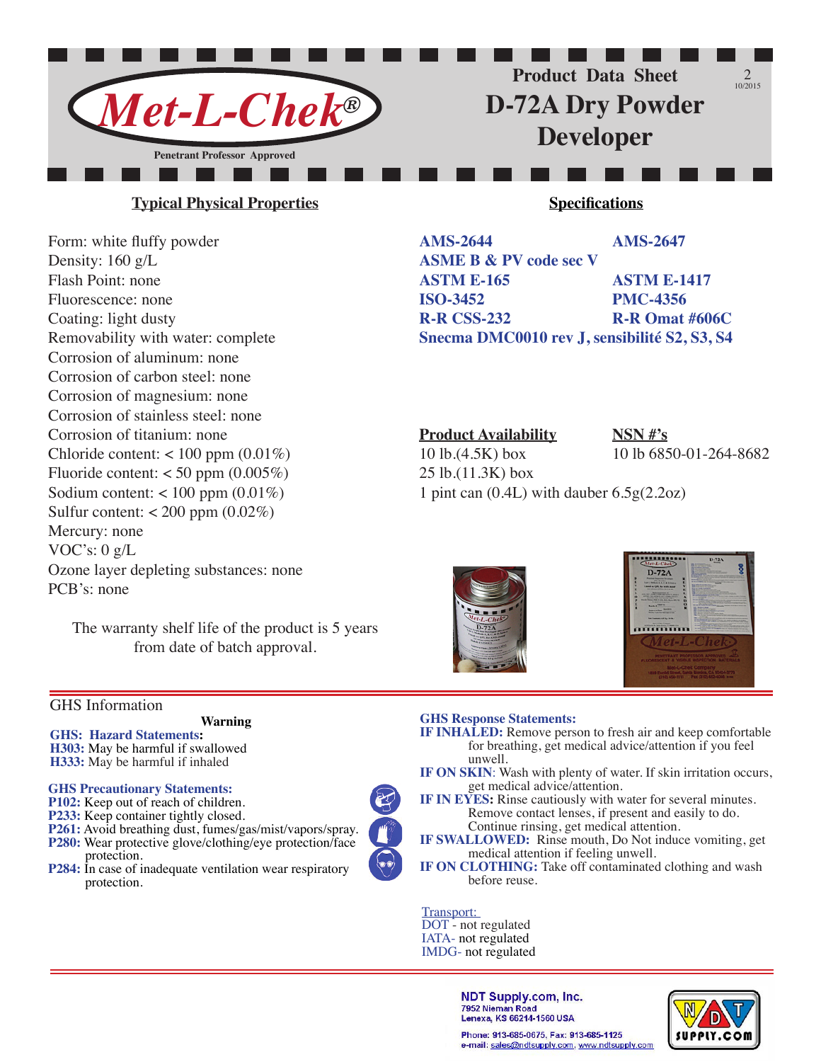# Met-L-Chek®

Penetrant Professor Approved

## Product Data Sheet

# D-72A Dry Powder Developer

10/2015

### Typical Physical Properties

Form: white fluffy powder
Density: 160 g/L
Flash Point: none
Fluorescence: none
Coating: light dusty
Removability with water: complete
Corrosion of aluminum: none
Corrosion of carbon steel: none
Corrosion of magnesium: none
Corrosion of stainless steel: none
Corrosion of titanium: none
Chloride content: < 100 ppm (0.01%)
Fluoride content: < 50 ppm (0.005%)
Sodium content: < 100 ppm (0.01%)
Sulfur content: < 200 ppm (0.02%)
Mercury: none
VOC's: 0 g/L
Ozone layer depleting substances: none
PCB's: none

The warranty shelf life of the product is 5 years from date of batch approval.

### Specifications

**AMS-2644**
**AMS-2647**
**ASME B & PV code sec V**
**ASTM E-165**
**ASTM E-1417**
**ISO-3452**
**PMC-4356**
**R-R CSS-232**
**R-R Omat #606C**
**Snecma DMC0010 rev J, sensibilité S2, S3, S4**

| Product Availability | NSN #'s |
|---|---|
| 10 lb.(4.5K) box | 10 lb 6850-01-264-8682 |
| 25 lb.(11.3K) box | |
| 1 pint can (0.4L) with dauber 6.5g(2.2oz) | |

### GHS Information

**Warning**

**GHS: Hazard Statements:**
**H303:** May be harmful if swallowed
**H333:** May be harmful if inhaled

**GHS Precautionary Statements:**
**P102:** Keep out of reach of children.
**P233:** Keep container tightly closed.
**P261:** Avoid breathing dust, fumes/gas/mist/vapors/spray.
**P280:** Wear protective glove/clothing/eye protection/face protection.
**P284:** In case of inadequate ventilation wear respiratory protection.

**GHS Response Statements:**
**IF INHALED:** Remove person to fresh air and keep comfortable for breathing, get medical advice/attention if you feel unwell.
**IF ON SKIN**: Wash with plenty of water. If skin irritation occurs, get medical advice/attention.
**IF IN EYES:** Rinse cautiously with water for several minutes. Remove contact lenses, if present and easily to do. Continue rinsing, get medical attention.
**IF SWALLOWED:** Rinse mouth, Do Not induce vomiting, get medical attention if feeling unwell.
**IF ON CLOTHING:** Take off contaminated clothing and wash before reuse.

Transport:
DOT - not regulated
IATA- not regulated
IMDG- not regulated

**NDT Supply.com, Inc.**
7952 Nieman Road
Lenexa, KS 66214-1560 USA
Phone: 913-685-0675, Fax: 913-685-1125
e-mail: sales@ndtsupply.com, www.ndtsupply.com